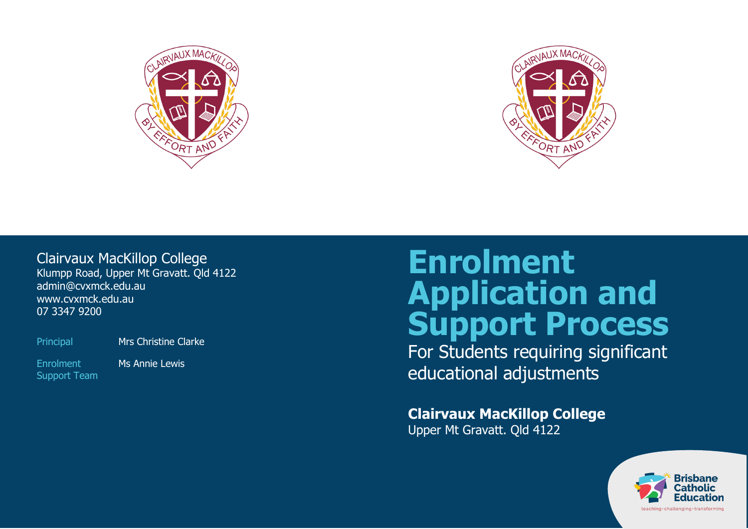# Enrolment Application and Support Process

For Students requiring significant educational adjustments

**Clairvaux MacKillop College**
Upper Mt Gravatt. Qld 4122

Clairvaux MacKillop College
Klumpp Road, Upper Mt Gravatt. Qld 4122
admin@cvxmck.edu.au
www.cvxmck.edu.au
07 3347 9200

| | |
|---|---|
| Principal | Mrs Christine Clarke |
| Enrolment Support Team | Ms Annie Lewis |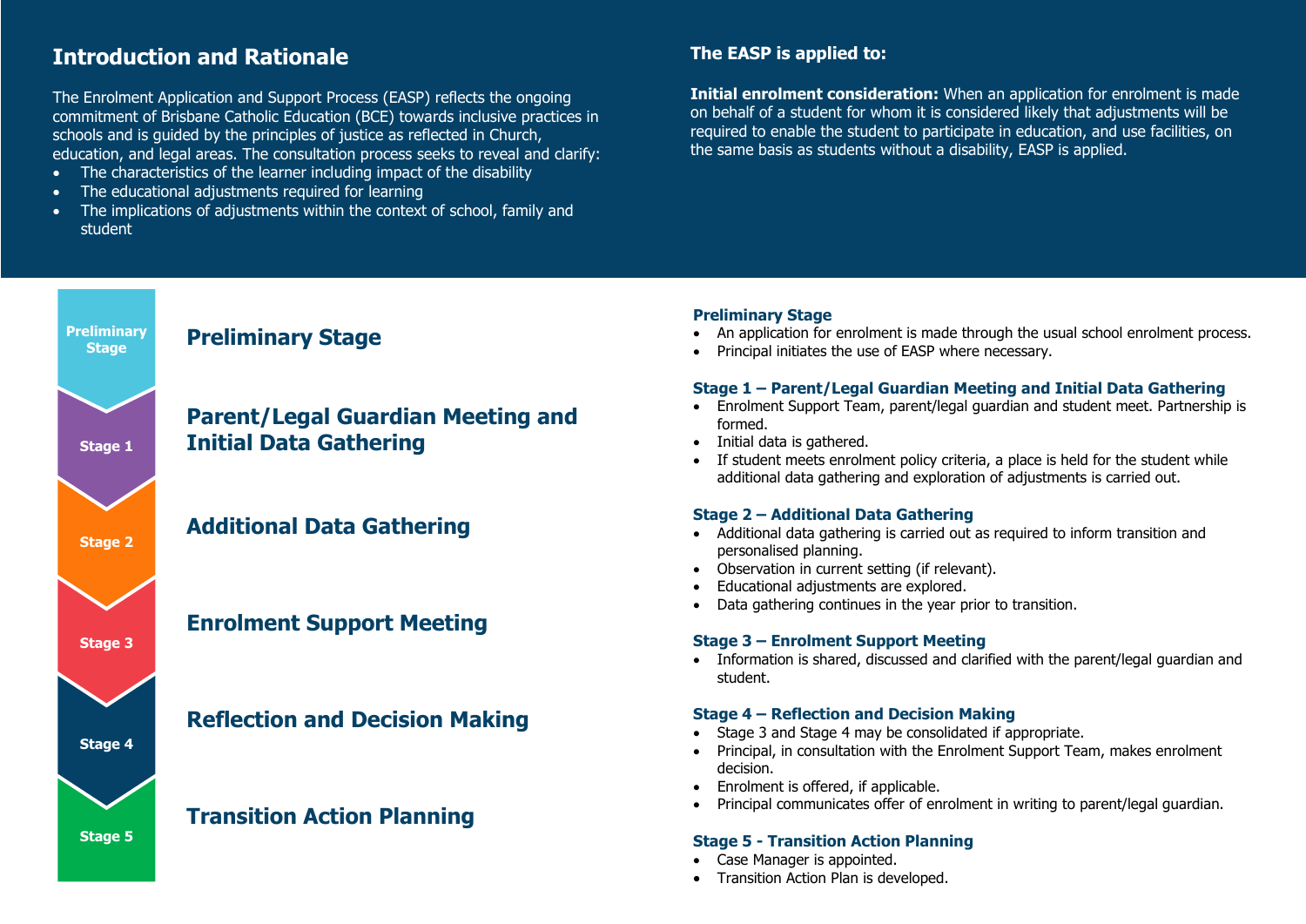## Introduction and Rationale

The Enrolment Application and Support Process (EASP) reflects the ongoing commitment of Brisbane Catholic Education (BCE) towards inclusive practices in schools and is guided by the principles of justice as reflected in Church, education, and legal areas. The consultation process seeks to reveal and clarify:

- The characteristics of the learner including impact of the disability
- The educational adjustments required for learning
- The implications of adjustments within the context of school, family and student

### The EASP is applied to:

**Initial enrolment consideration:** When an application for enrolment is made on behalf of a student for whom it is considered likely that adjustments will be required to enable the student to participate in education, and use facilities, on the same basis as students without a disability, EASP is applied.

Preliminary Stage — **Preliminary Stage**

Stage 1 — **Parent/Legal Guardian Meeting and Initial Data Gathering**

Stage 2 — **Additional Data Gathering**

Stage 3 — **Enrolment Support Meeting**

Stage 4 — **Reflection and Decision Making**

Stage 5 — **Transition Action Planning**

### Preliminary Stage

- An application for enrolment is made through the usual school enrolment process.
- Principal initiates the use of EASP where necessary.

### Stage 1 – Parent/Legal Guardian Meeting and Initial Data Gathering

- Enrolment Support Team, parent/legal guardian and student meet. Partnership is formed.
- Initial data is gathered.
- If student meets enrolment policy criteria, a place is held for the student while additional data gathering and exploration of adjustments is carried out.

### Stage 2 – Additional Data Gathering

- Additional data gathering is carried out as required to inform transition and personalised planning.
- Observation in current setting (if relevant).
- Educational adjustments are explored.
- Data gathering continues in the year prior to transition.

### Stage 3 – Enrolment Support Meeting

- Information is shared, discussed and clarified with the parent/legal guardian and student.

### Stage 4 – Reflection and Decision Making

- Stage 3 and Stage 4 may be consolidated if appropriate.
- Principal, in consultation with the Enrolment Support Team, makes enrolment decision.
- Enrolment is offered, if applicable.
- Principal communicates offer of enrolment in writing to parent/legal guardian.

### Stage 5 - Transition Action Planning

- Case Manager is appointed.
- Transition Action Plan is developed.